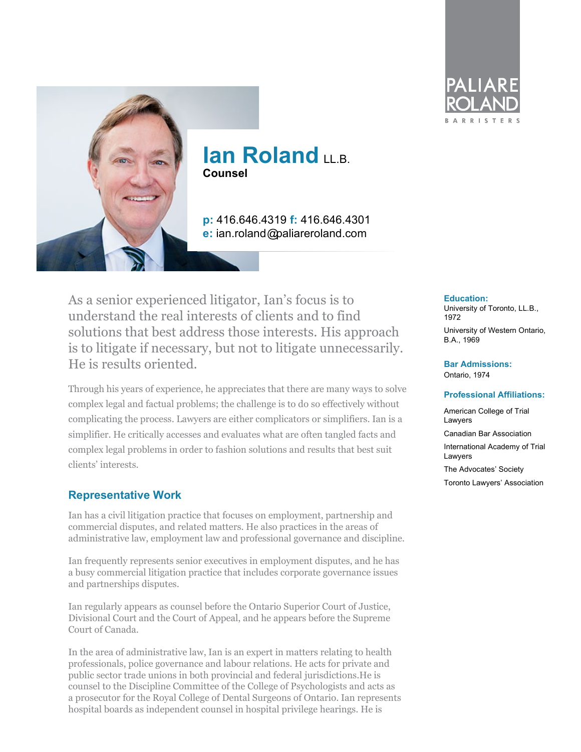PALIARE ROLAND

BARRISTERS

# Ian Roland LL.B.

**Counsel**

**p:** 416.646.4319 **f:** 416.646.4301
**e:** ian.roland@paliareroland.com

**Education:**

University of Toronto, LL.B., 1972

University of Western Ontario, B.A., 1969

**Bar Admissions:**

Ontario, 1974

**Professional Affiliations:**

American College of Trial Lawyers

Canadian Bar Association

International Academy of Trial Lawyers

The Advocates' Society

Toronto Lawyers' Association

As a senior experienced litigator, Ian's focus is to understand the real interests of clients and to find solutions that best address those interests. His approach is to litigate if necessary, but not to litigate unnecessarily. He is results oriented.

Through his years of experience, he appreciates that there are many ways to solve complex legal and factual problems; the challenge is to do so effectively without complicating the process. Lawyers are either complicators or simplifiers. Ian is a simplifier. He critically accesses and evaluates what are often tangled facts and complex legal problems in order to fashion solutions and results that best suit clients' interests.

## Representative Work

Ian has a civil litigation practice that focuses on employment, partnership and commercial disputes, and related matters. He also practices in the areas of administrative law, employment law and professional governance and discipline.

Ian frequently represents senior executives in employment disputes, and he has a busy commercial litigation practice that includes corporate governance issues and partnerships disputes.

Ian regularly appears as counsel before the Ontario Superior Court of Justice, Divisional Court and the Court of Appeal, and he appears before the Supreme Court of Canada.

In the area of administrative law, Ian is an expert in matters relating to health professionals, police governance and labour relations. He acts for private and public sector trade unions in both provincial and federal jurisdictions.He is counsel to the Discipline Committee of the College of Psychologists and acts as a prosecutor for the Royal College of Dental Surgeons of Ontario. Ian represents hospital boards as independent counsel in hospital privilege hearings. He is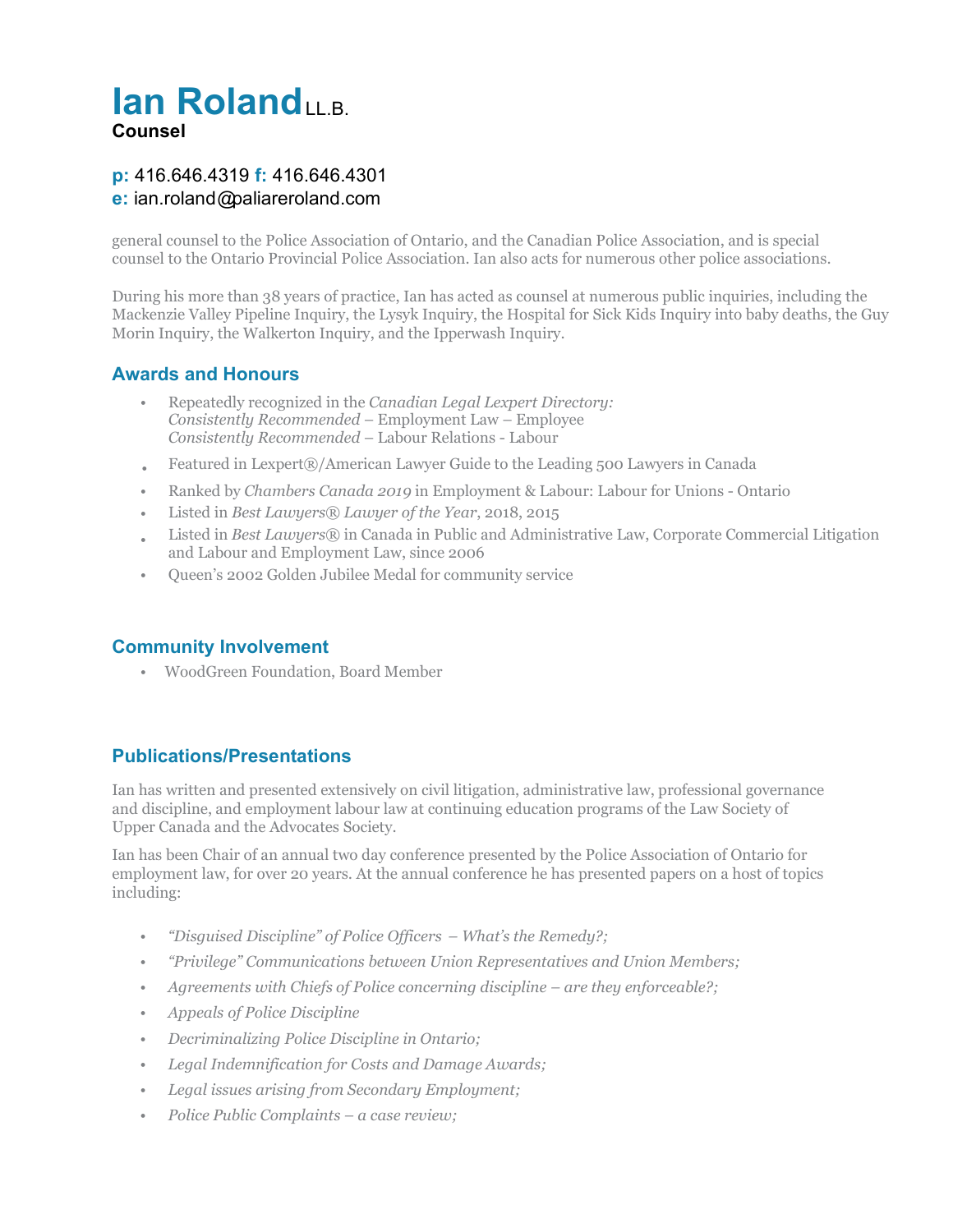# Ian Roland LL.B.

**Counsel**

**p:** 416.646.4319 **f:** 416.646.4301
**e:** ian.roland@paliareroland.com

general counsel to the Police Association of Ontario, and the Canadian Police Association, and is special counsel to the Ontario Provincial Police Association. Ian also acts for numerous other police associations.

During his more than 38 years of practice, Ian has acted as counsel at numerous public inquiries, including the Mackenzie Valley Pipeline Inquiry, the Lysyk Inquiry, the Hospital for Sick Kids Inquiry into baby deaths, the Guy Morin Inquiry, the Walkerton Inquiry, and the Ipperwash Inquiry.

## Awards and Honours

- Repeatedly recognized in the *Canadian Legal Lexpert Directory:*
  *Consistently Recommended* – Employment Law – Employee
  *Consistently Recommended* – Labour Relations - Labour
- Featured in Lexpert®/American Lawyer Guide to the Leading 500 Lawyers in Canada
- Ranked by *Chambers Canada 2019* in Employment & Labour: Labour for Unions - Ontario
- Listed in *Best Lawyers® Lawyer of the Year*, 2018, 2015
- Listed in *Best Lawyers®* in Canada in Public and Administrative Law, Corporate Commercial Litigation and Labour and Employment Law, since 2006
- Queen's 2002 Golden Jubilee Medal for community service

## Community Involvement

- WoodGreen Foundation, Board Member

## Publications/Presentations

Ian has written and presented extensively on civil litigation, administrative law, professional governance and discipline, and employment labour law at continuing education programs of the Law Society of Upper Canada and the Advocates Society.

Ian has been Chair of an annual two day conference presented by the Police Association of Ontario for employment law, for over 20 years. At the annual conference he has presented papers on a host of topics including:

- *"Disguised Discipline" of Police Officers – What's the Remedy?;*
- *"Privilege" Communications between Union Representatives and Union Members;*
- *Agreements with Chiefs of Police concerning discipline – are they enforceable?;*
- *Appeals of Police Discipline*
- *Decriminalizing Police Discipline in Ontario;*
- *Legal Indemnification for Costs and Damage Awards;*
- *Legal issues arising from Secondary Employment;*
- *Police Public Complaints – a case review;*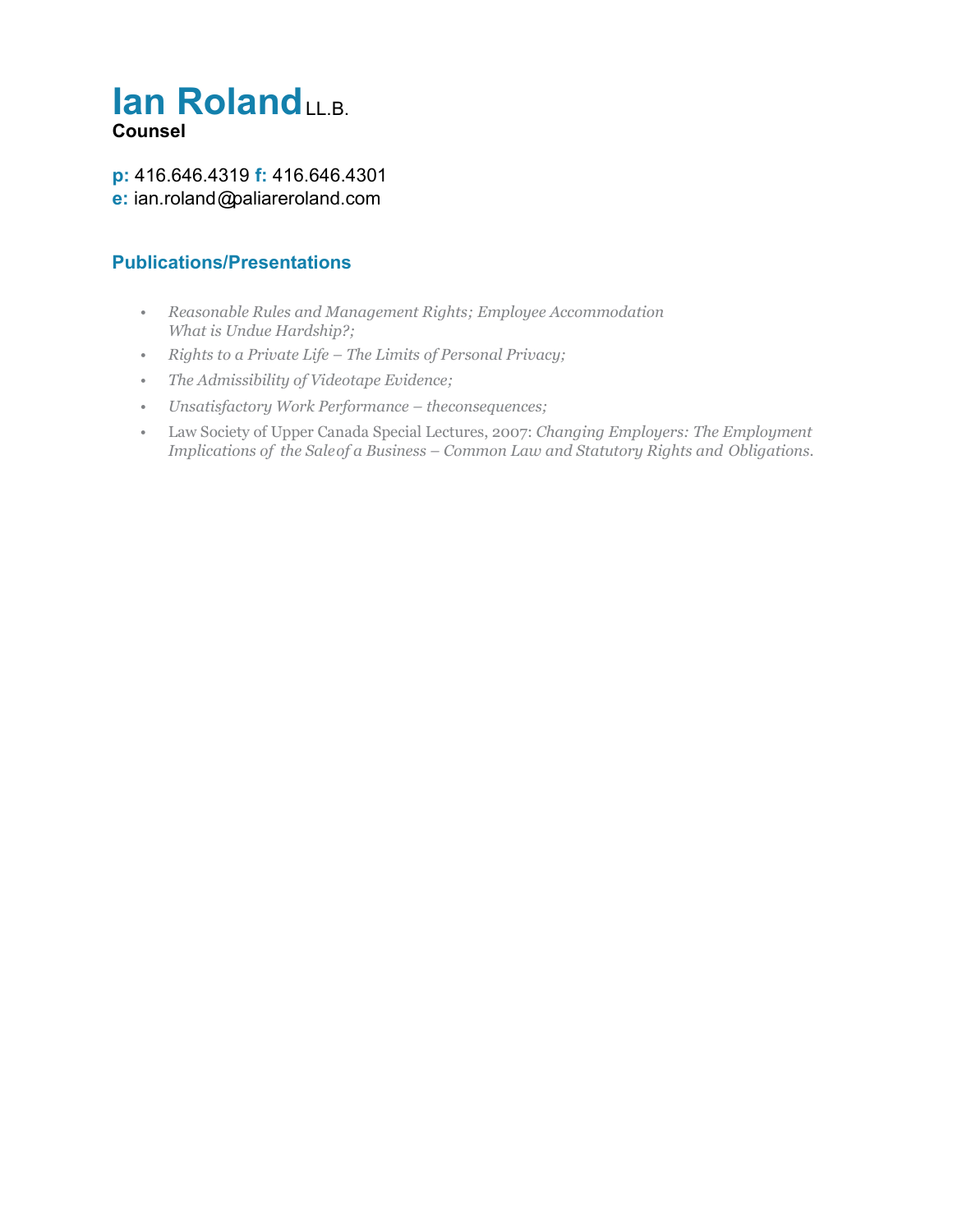# Ian Roland LL.B.

**Counsel**

**p:** 416.646.4319 **f:** 416.646.4301
**e:** ian.roland@paliareroland.com

## Publications/Presentations

- *Reasonable Rules and Management Rights; Employee Accommodation What is Undue Hardship?;*
- *Rights to a Private Life – The Limits of Personal Privacy;*
- *The Admissibility of Videotape Evidence;*
- *Unsatisfactory Work Performance – theconsequences;*
- Law Society of Upper Canada Special Lectures, 2007: *Changing Employers: The Employment Implications of the Saleof a Business – Common Law and Statutory Rights and Obligations.*